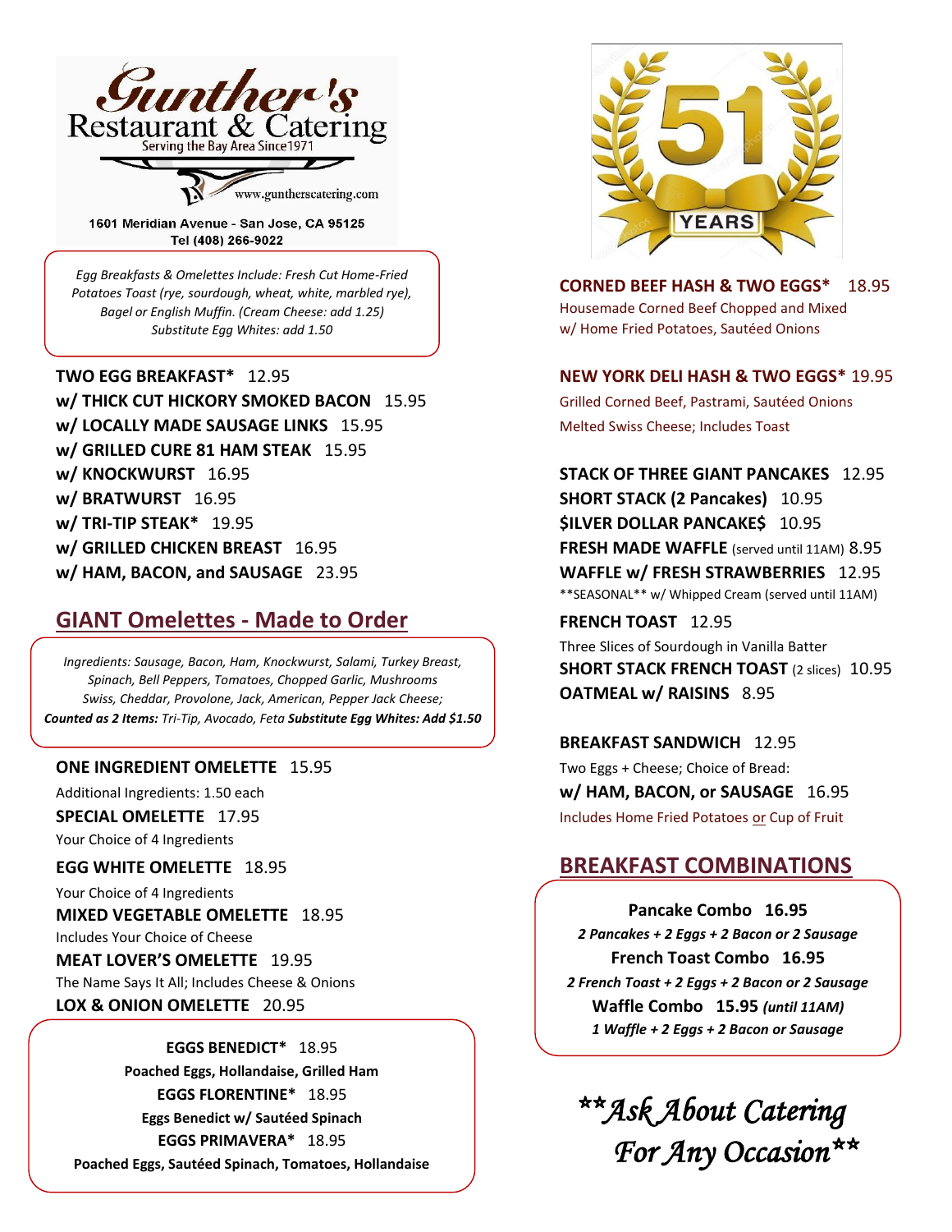# Gunther's Restaurant & Catering

Serving the Bay Area Since 1971

www.guntherscatering.com

1601 Meridian Avenue - San Jose, CA 95125
Tel (408) 266-9022

*Egg Breakfasts & Omelettes Include: Fresh Cut Home-Fried Potatoes Toast (rye, sourdough, wheat, white, marbled rye), Bagel or English Muffin. (Cream Cheese: add 1.25) Substitute Egg Whites: add 1.50*

**TWO EGG BREAKFAST*** 12.95
**w/ THICK CUT HICKORY SMOKED BACON** 15.95
**w/ LOCALLY MADE SAUSAGE LINKS** 15.95
**w/ GRILLED CURE 81 HAM STEAK** 15.95
**w/ KNOCKWURST** 16.95
**w/ BRATWURST** 16.95
**w/ TRI-TIP STEAK*** 19.95
**w/ GRILLED CHICKEN BREAST** 16.95
**w/ HAM, BACON, and SAUSAGE** 23.95

## GIANT Omelettes - Made to Order

*Ingredients: Sausage, Bacon, Ham, Knockwurst, Salami, Turkey Breast, Spinach, Bell Peppers, Tomatoes, Chopped Garlic, Mushrooms Swiss, Cheddar, Provolone, Jack, American, Pepper Jack Cheese;* ***Counted as 2 Items:*** *Tri-Tip, Avocado, Feta* ***Substitute Egg Whites: Add $1.50***

**ONE INGREDIENT OMELETTE** 15.95
Additional Ingredients: 1.50 each

**SPECIAL OMELETTE** 17.95
Your Choice of 4 Ingredients

**EGG WHITE OMELETTE** 18.95
Your Choice of 4 Ingredients

**MIXED VEGETABLE OMELETTE** 18.95
Includes Your Choice of Cheese

**MEAT LOVER'S OMELETTE** 19.95
The Name Says It All; Includes Cheese & Onions

**LOX & ONION OMELETTE** 20.95

**EGGS BENEDICT*** 18.95
**Poached Eggs, Hollandaise, Grilled Ham**

**EGGS FLORENTINE*** 18.95
**Eggs Benedict w/ Sautéed Spinach**

**EGGS PRIMAVERA*** 18.95
**Poached Eggs, Sautéed Spinach, Tomatoes, Hollandaise**

51 YEARS

**CORNED BEEF HASH & TWO EGGS*** 18.95
Housemade Corned Beef Chopped and Mixed w/ Home Fried Potatoes, Sautéed Onions

**NEW YORK DELI HASH & TWO EGGS*** 19.95
Grilled Corned Beef, Pastrami, Sautéed Onions Melted Swiss Cheese; Includes Toast

**STACK OF THREE GIANT PANCAKES** 12.95
**SHORT STACK (2 Pancakes)** 10.95
**$ILVER DOLLAR PANCAKE$** 10.95
**FRESH MADE WAFFLE** (served until 11AM) 8.95
**WAFFLE w/ FRESH STRAWBERRIES** 12.95
**SEASONAL** w/ Whipped Cream (served until 11AM)

**FRENCH TOAST** 12.95
Three Slices of Sourdough in Vanilla Batter

**SHORT STACK FRENCH TOAST** (2 slices) 10.95
**OATMEAL w/ RAISINS** 8.95

**BREAKFAST SANDWICH** 12.95
Two Eggs + Cheese; Choice of Bread:
**w/ HAM, BACON, or SAUSAGE** 16.95
Includes Home Fried Potatoes or Cup of Fruit

## BREAKFAST COMBINATIONS

**Pancake Combo 16.95**
***2 Pancakes + 2 Eggs + 2 Bacon or 2 Sausage***

**French Toast Combo 16.95**
***2 French Toast + 2 Eggs + 2 Bacon or 2 Sausage***

**Waffle Combo 15.95** ***(until 11AM)***
***1 Waffle + 2 Eggs + 2 Bacon or Sausage***

***\*\*Ask About Catering For Any Occasion\*\****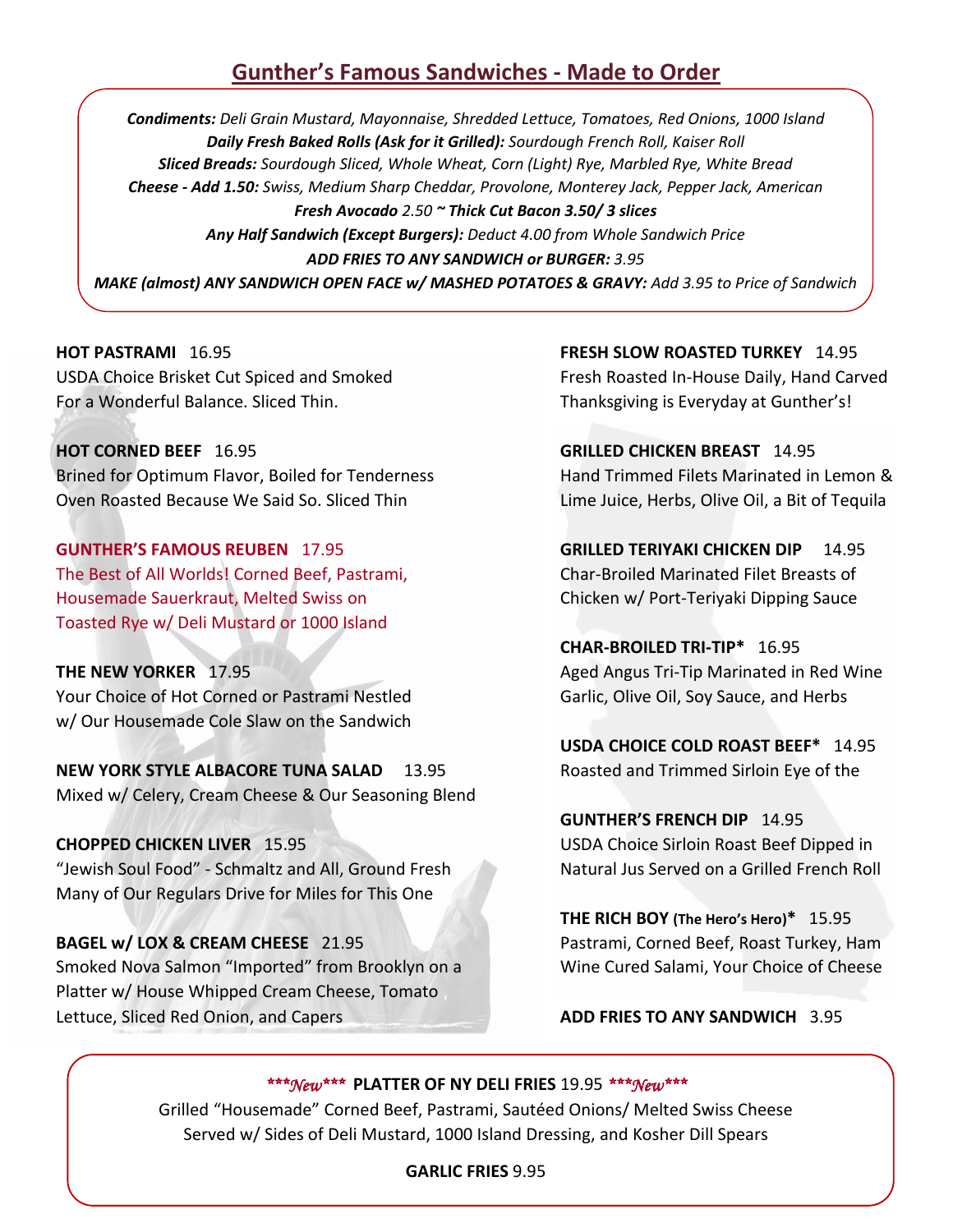## Gunther's Famous Sandwiches - Made to Order

***Condiments:*** *Deli Grain Mustard, Mayonnaise, Shredded Lettuce, Tomatoes, Red Onions, 1000 Island*
***Daily Fresh Baked Rolls (Ask for it Grilled):*** *Sourdough French Roll, Kaiser Roll*
***Sliced Breads:*** *Sourdough Sliced, Whole Wheat, Corn (Light) Rye, Marbled Rye, White Bread*
***Cheese - Add 1.50:*** *Swiss, Medium Sharp Cheddar, Provolone, Monterey Jack, Pepper Jack, American*
***Fresh Avocado*** *2.50* ***~ Thick Cut Bacon 3.50/ 3 slices***
***Any Half Sandwich (Except Burgers):*** *Deduct 4.00 from Whole Sandwich Price*
***ADD FRIES TO ANY SANDWICH or BURGER:*** *3.95*
***MAKE (almost) ANY SANDWICH OPEN FACE w/ MASHED POTATOES & GRAVY:*** *Add 3.95 to Price of Sandwich*

**HOT PASTRAMI** 16.95
USDA Choice Brisket Cut Spiced and Smoked For a Wonderful Balance. Sliced Thin.

**HOT CORNED BEEF** 16.95
Brined for Optimum Flavor, Boiled for Tenderness Oven Roasted Because We Said So. Sliced Thin

**GUNTHER'S FAMOUS REUBEN** 17.95
The Best of All Worlds! Corned Beef, Pastrami, Housemade Sauerkraut, Melted Swiss on Toasted Rye w/ Deli Mustard or 1000 Island

**THE NEW YORKER** 17.95
Your Choice of Hot Corned or Pastrami Nestled w/ Our Housemade Cole Slaw on the Sandwich

**NEW YORK STYLE ALBACORE TUNA SALAD** 13.95
Mixed w/ Celery, Cream Cheese & Our Seasoning Blend

**CHOPPED CHICKEN LIVER** 15.95
"Jewish Soul Food" - Schmaltz and All, Ground Fresh Many of Our Regulars Drive for Miles for This One

**BAGEL w/ LOX & CREAM CHEESE** 21.95
Smoked Nova Salmon "Imported" from Brooklyn on a Platter w/ House Whipped Cream Cheese, Tomato Lettuce, Sliced Red Onion, and Capers

**FRESH SLOW ROASTED TURKEY** 14.95
Fresh Roasted In-House Daily, Hand Carved Thanksgiving is Everyday at Gunther's!

**GRILLED CHICKEN BREAST** 14.95
Hand Trimmed Filets Marinated in Lemon & Lime Juice, Herbs, Olive Oil, a Bit of Tequila

**GRILLED TERIYAKI CHICKEN DIP** 14.95
Char-Broiled Marinated Filet Breasts of Chicken w/ Port-Teriyaki Dipping Sauce

**CHAR-BROILED TRI-TIP*** 16.95
Aged Angus Tri-Tip Marinated in Red Wine Garlic, Olive Oil, Soy Sauce, and Herbs

**USDA CHOICE COLD ROAST BEEF*** 14.95
Roasted and Trimmed Sirloin Eye of the

**GUNTHER'S FRENCH DIP** 14.95
USDA Choice Sirloin Roast Beef Dipped in Natural Jus Served on a Grilled French Roll

**THE RICH BOY (The Hero's Hero)*** 15.95
Pastrami, Corned Beef, Roast Turkey, Ham Wine Cured Salami, Your Choice of Cheese

**ADD FRIES TO ANY SANDWICH** 3.95

***\*\*\*New\*\*\**** **PLATTER OF NY DELI FRIES** 19.95 ***\*\*\*New\*\*\****
Grilled "Housemade" Corned Beef, Pastrami, Sautéed Onions/ Melted Swiss Cheese Served w/ Sides of Deli Mustard, 1000 Island Dressing, and Kosher Dill Spears

**GARLIC FRIES** 9.95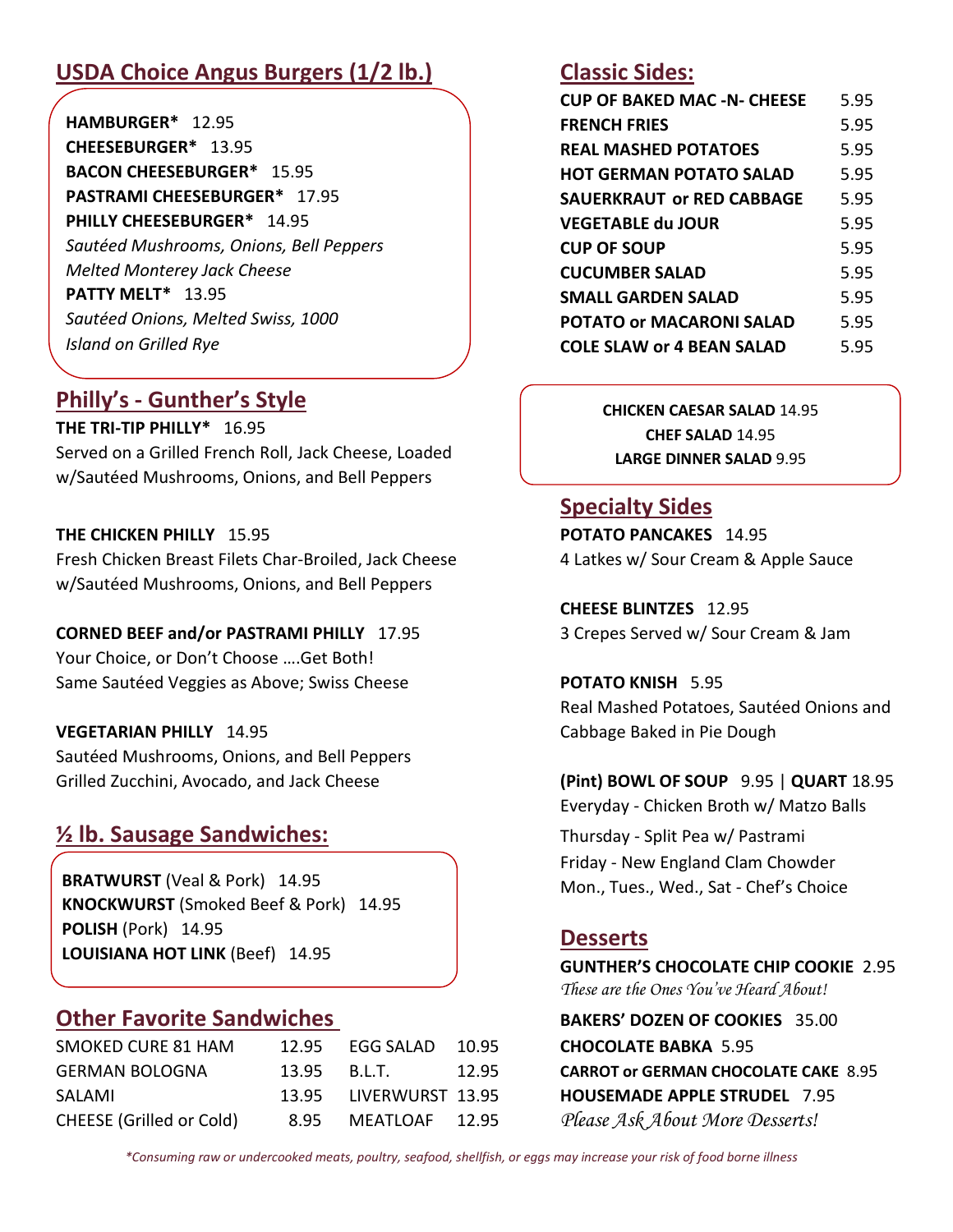## USDA Choice Angus Burgers (1/2 lb.)

**HAMBURGER*** 12.95
**CHEESEBURGER*** 13.95
**BACON CHEESEBURGER*** 15.95
**PASTRAMI CHEESEBURGER*** 17.95
**PHILLY CHEESEBURGER*** 14.95
*Sautéed Mushrooms, Onions, Bell Peppers*
*Melted Monterey Jack Cheese*
**PATTY MELT*** 13.95
*Sautéed Onions, Melted Swiss, 1000 Island on Grilled Rye*

## Philly's - Gunther's Style

**THE TRI-TIP PHILLY*** 16.95
Served on a Grilled French Roll, Jack Cheese, Loaded w/Sautéed Mushrooms, Onions, and Bell Peppers

**THE CHICKEN PHILLY** 15.95
Fresh Chicken Breast Filets Char-Broiled, Jack Cheese w/Sautéed Mushrooms, Onions, and Bell Peppers

**CORNED BEEF and/or PASTRAMI PHILLY** 17.95
Your Choice, or Don't Choose ….Get Both!
Same Sautéed Veggies as Above; Swiss Cheese

**VEGETARIAN PHILLY** 14.95
Sautéed Mushrooms, Onions, and Bell Peppers
Grilled Zucchini, Avocado, and Jack Cheese

## ½ lb. Sausage Sandwiches:

**BRATWURST** (Veal & Pork) 14.95
**KNOCKWURST** (Smoked Beef & Pork) 14.95
**POLISH** (Pork) 14.95
**LOUISIANA HOT LINK** (Beef) 14.95

## Other Favorite Sandwiches

| | | | |
|---|---|---|---|
| SMOKED CURE 81 HAM | 12.95 | EGG SALAD | 10.95 |
| GERMAN BOLOGNA | 13.95 | B.L.T. | 12.95 |
| SALAMI | 13.95 | LIVERWURST | 13.95 |
| CHEESE (Grilled or Cold) | 8.95 | MEATLOAF | 12.95 |

## Classic Sides:

| | |
|---|---|
| **CUP OF BAKED MAC -N- CHEESE** | 5.95 |
| **FRENCH FRIES** | 5.95 |
| **REAL MASHED POTATOES** | 5.95 |
| **HOT GERMAN POTATO SALAD** | 5.95 |
| **SAUERKRAUT or RED CABBAGE** | 5.95 |
| **VEGETABLE du JOUR** | 5.95 |
| **CUP OF SOUP** | 5.95 |
| **CUCUMBER SALAD** | 5.95 |
| **SMALL GARDEN SALAD** | 5.95 |
| **POTATO or MACARONI SALAD** | 5.95 |
| **COLE SLAW or 4 BEAN SALAD** | 5.95 |

**CHICKEN CAESAR SALAD** 14.95
**CHEF SALAD** 14.95
**LARGE DINNER SALAD** 9.95

## Specialty Sides

**POTATO PANCAKES** 14.95
4 Latkes w/ Sour Cream & Apple Sauce

**CHEESE BLINTZES** 12.95
3 Crepes Served w/ Sour Cream & Jam

**POTATO KNISH** 5.95
Real Mashed Potatoes, Sautéed Onions and Cabbage Baked in Pie Dough

**(Pint) BOWL OF SOUP** 9.95 | **QUART** 18.95
Everyday - Chicken Broth w/ Matzo Balls
Thursday - Split Pea w/ Pastrami
Friday - New England Clam Chowder
Mon., Tues., Wed., Sat - Chef's Choice

## Desserts

**GUNTHER'S CHOCOLATE CHIP COOKIE** 2.95
*These are the Ones You've Heard About!*
**BAKERS' DOZEN OF COOKIES** 35.00
**CHOCOLATE BABKA** 5.95
**CARROT or GERMAN CHOCOLATE CAKE** 8.95
**HOUSEMADE APPLE STRUDEL** 7.95
*Please Ask About More Desserts!*

*\*Consuming raw or undercooked meats, poultry, seafood, shellfish, or eggs may increase your risk of food borne illness*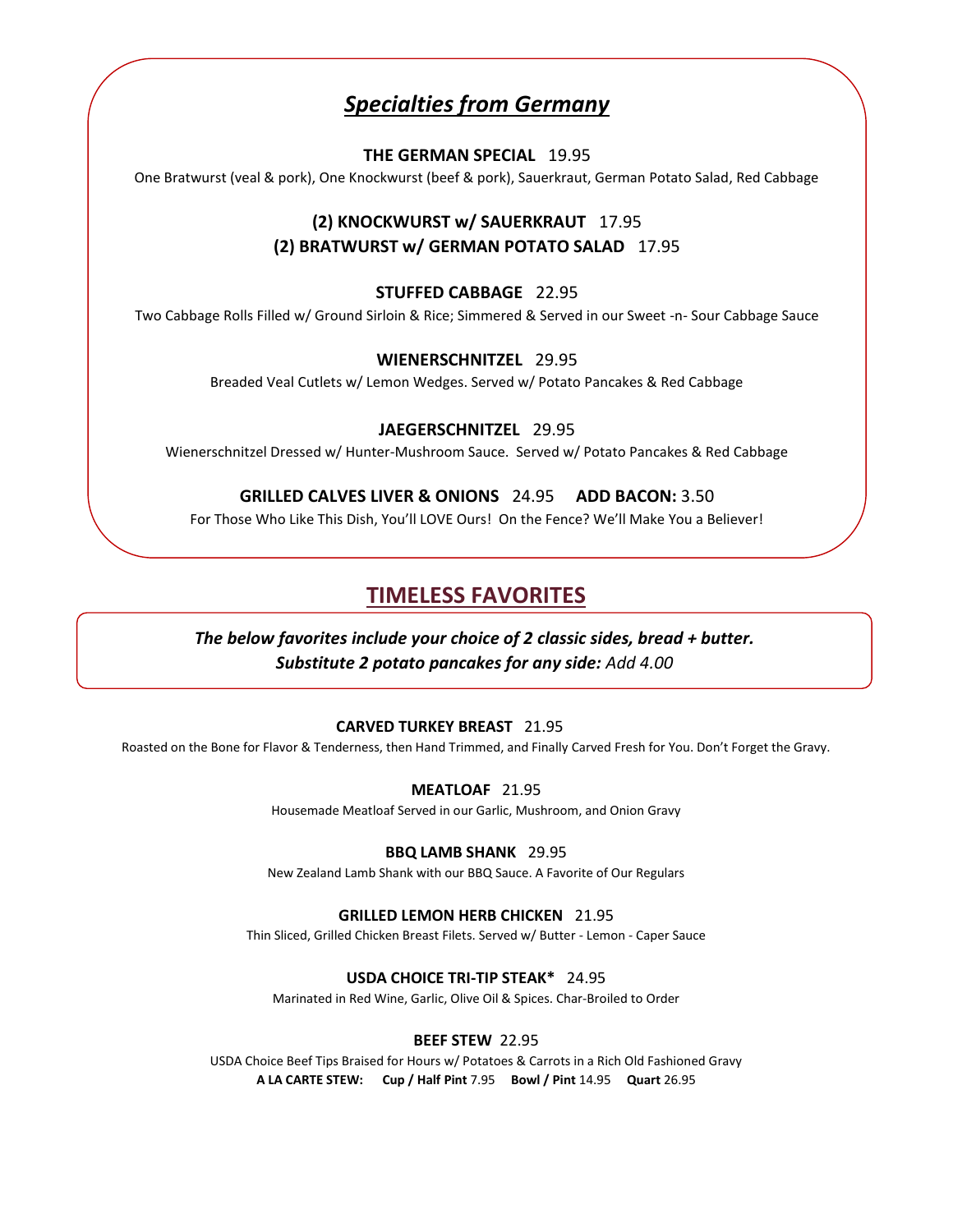## ***Specialties from Germany***

**THE GERMAN SPECIAL** 19.95

One Bratwurst (veal & pork), One Knockwurst (beef & pork), Sauerkraut, German Potato Salad, Red Cabbage

**(2) KNOCKWURST w/ SAUERKRAUT** 17.95

**(2) BRATWURST w/ GERMAN POTATO SALAD** 17.95

**STUFFED CABBAGE** 22.95

Two Cabbage Rolls Filled w/ Ground Sirloin & Rice; Simmered & Served in our Sweet -n- Sour Cabbage Sauce

**WIENERSCHNITZEL** 29.95

Breaded Veal Cutlets w/ Lemon Wedges. Served w/ Potato Pancakes & Red Cabbage

**JAEGERSCHNITZEL** 29.95

Wienerschnitzel Dressed w/ Hunter-Mushroom Sauce. Served w/ Potato Pancakes & Red Cabbage

**GRILLED CALVES LIVER & ONIONS** 24.95 **ADD BACON:** 3.50

For Those Who Like This Dish, You'll LOVE Ours! On the Fence? We'll Make You a Believer!

## TIMELESS FAVORITES

***The below favorites include your choice of 2 classic sides, bread + butter.***

***Substitute 2 potato pancakes for any side:*** *Add 4.00*

**CARVED TURKEY BREAST** 21.95

Roasted on the Bone for Flavor & Tenderness, then Hand Trimmed, and Finally Carved Fresh for You. Don't Forget the Gravy.

**MEATLOAF** 21.95

Housemade Meatloaf Served in our Garlic, Mushroom, and Onion Gravy

**BBQ LAMB SHANK** 29.95

New Zealand Lamb Shank with our BBQ Sauce. A Favorite of Our Regulars

**GRILLED LEMON HERB CHICKEN** 21.95

Thin Sliced, Grilled Chicken Breast Filets. Served w/ Butter - Lemon - Caper Sauce

**USDA CHOICE TRI-TIP STEAK*** 24.95

Marinated in Red Wine, Garlic, Olive Oil & Spices. Char-Broiled to Order

**BEEF STEW** 22.95

USDA Choice Beef Tips Braised for Hours w/ Potatoes & Carrots in a Rich Old Fashioned Gravy

**A LA CARTE STEW:** **Cup / Half Pint** 7.95 **Bowl / Pint** 14.95 **Quart** 26.95